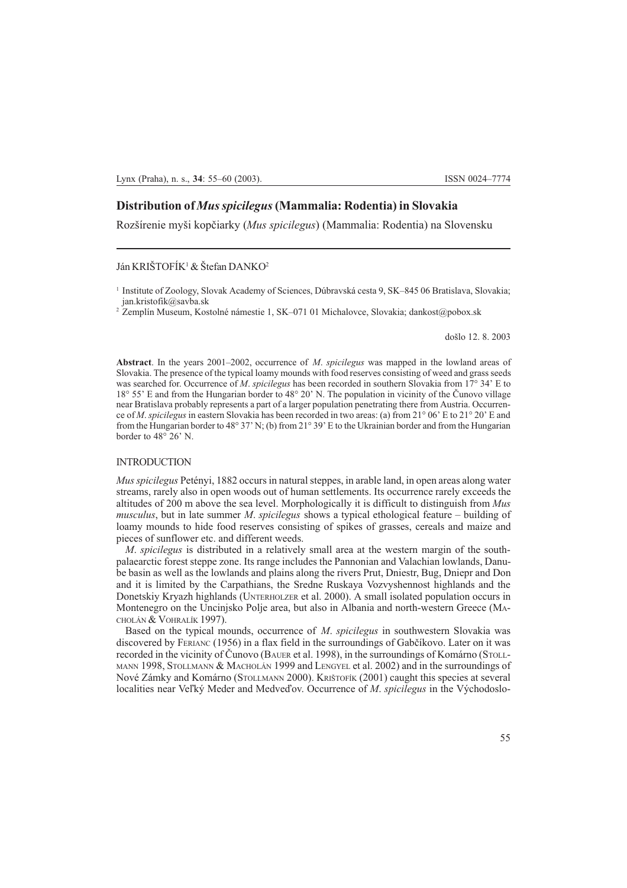# Distribution of *Mus spicilegus* (Mammalia: Rodentia) in Slovakia

Rozšírenie myši kopčiarky (*Mus spicilegus*) (Mammalia: Rodentia) na Slovensku

Ján KRIŠTOFÍK[1] & Štefan DANKO[2]

[1] Institute of Zoology, Slovak Academy of Sciences, Dúbravská cesta 9, SK–845 06 Bratislava, Slovakia; jan.kristofik@savba.sk

[2] Zemplín Museum, Kostolné námestie 1, SK–071 01 Michalovce, Slovakia; dankost@pobox.sk

došlo 12. 8. 2003

**Abstract**. In the years 2001–2002, occurrence of *M. spicilegus* was mapped in the lowland areas of Slovakia. The presence of the typical loamy mounds with food reserves consisting of weed and grass seeds was searched for. Occurrence of *M. spicilegus* has been recorded in southern Slovakia from 17° 34' E to 18° 55' E and from the Hungarian border to 48° 20' N. The population in vicinity of the Čunovo village near Bratislava probably represents a part of a larger population penetrating there from Austria. Occurrence of *M. spicilegus* in eastern Slovakia has been recorded in two areas: (a) from 21° 06' E to 21° 20' E and from the Hungarian border to 48° 37' N; (b) from 21° 39' E to the Ukrainian border and from the Hungarian border to 48° 26' N.

## INTRODUCTION

*Mus spicilegus* Petényi, 1882 occurs in natural steppes, in arable land, in open areas along water streams, rarely also in open woods out of human settlements. Its occurrence rarely exceeds the altitudes of 200 m above the sea level. Morphologically it is difficult to distinguish from *Mus musculus*, but in late summer *M. spicilegus* shows a typical ethological feature – building of loamy mounds to hide food reserves consisting of spikes of grasses, cereals and maize and pieces of sunflower etc. and different weeds.

*M. spicilegus* is distributed in a relatively small area at the western margin of the south-palaearctic forest steppe zone. Its range includes the Pannonian and Valachian lowlands, Danube basin as well as the lowlands and plains along the rivers Prut, Dniestr, Bug, Dniepr and Don and it is limited by the Carpathians, the Sredne Ruskaya Vozvyshennost highlands and the Donetskiy Kryazh highlands (Unterholzer et al. 2000). A small isolated population occurs in Montenegro on the Uncinjsko Polje area, but also in Albania and north-western Greece (Macholán & Vohralík 1997).

Based on the typical mounds, occurrence of *M. spicilegus* in southwestern Slovakia was discovered by Ferianc (1956) in a flax field in the surroundings of Gabčíkovo. Later on it was recorded in the vicinity of Čunovo (Bauer et al. 1998), in the surroundings of Komárno (Stollmann 1998, Stollmann & Macholán 1999 and Lengyel et al. 2002) and in the surroundings of Nové Zámky and Komárno (Stollmann 2000). Krištofík (2001) caught this species at several localities near Veľký Meder and Medveďov. Occurrence of *M. spicilegus* in the Východoslo-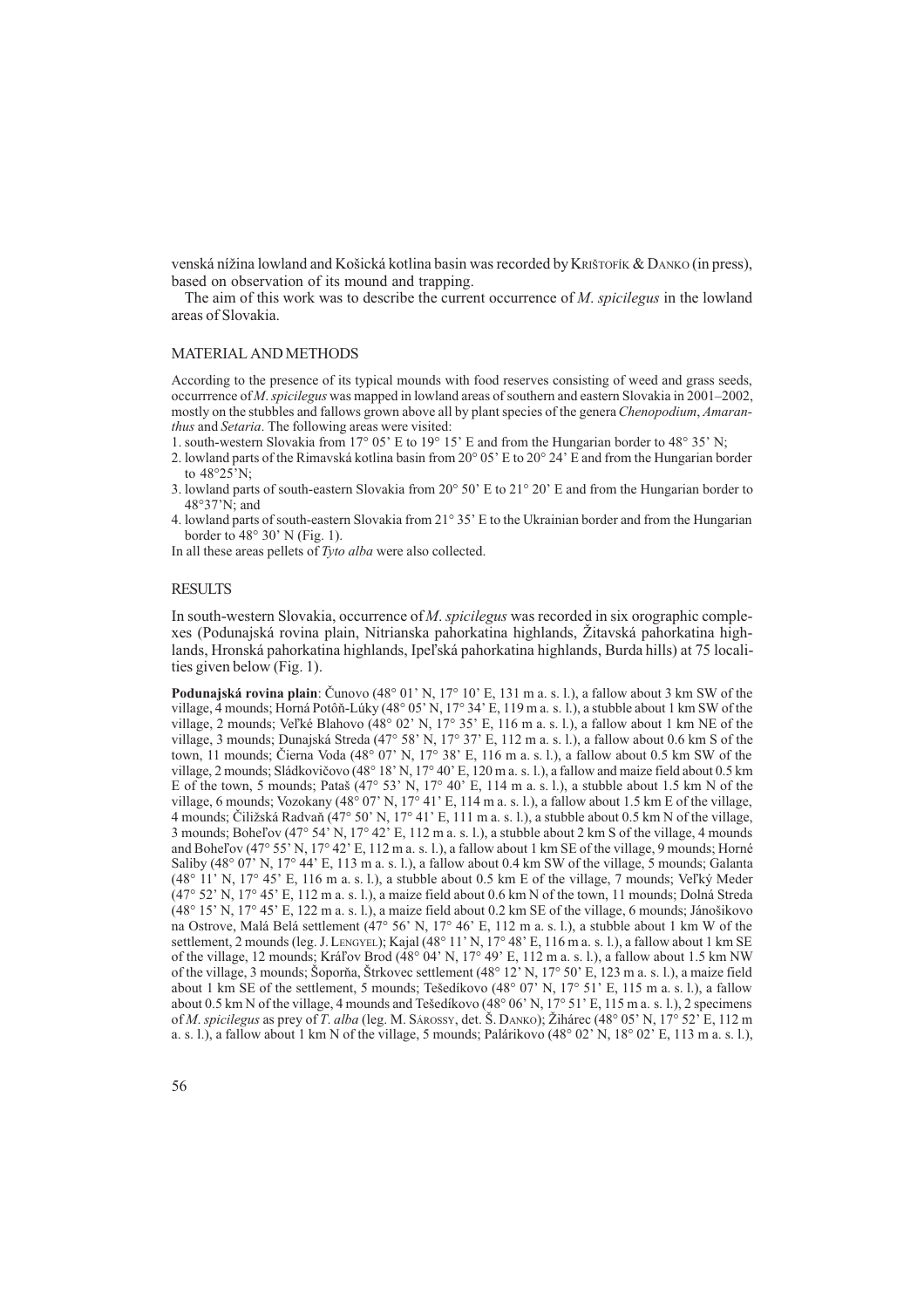venská nížina lowland and Košická kotlina basin was recorded by Krištofík & Danko (in press), based on observation of its mound and trapping.

The aim of this work was to describe the current occurrence of *M. spicilegus* in the lowland areas of Slovakia.

## MATERIAL AND METHODS

According to the presence of its typical mounds with food reserves consisting of weed and grass seeds, occurrrence of *M. spicilegus* was mapped in lowland areas of southern and eastern Slovakia in 2001–2002, mostly on the stubbles and fallows grown above all by plant species of the genera *Chenopodium*, *Amaranthus* and *Setaria*. The following areas were visited:

1. south-western Slovakia from 17° 05' E to 19° 15' E and from the Hungarian border to 48° 35' N;
2. lowland parts of the Rimavská kotlina basin from 20° 05' E to 20° 24' E and from the Hungarian border to 48°25'N;
3. lowland parts of south-eastern Slovakia from 20° 50' E to 21° 20' E and from the Hungarian border to 48°37'N; and
4. lowland parts of south-eastern Slovakia from 21° 35' E to the Ukrainian border and from the Hungarian border to 48° 30' N (Fig. 1).

In all these areas pellets of *Tyto alba* were also collected.

## RESULTS

In south-western Slovakia, occurrence of *M. spicilegus* was recorded in six orographic complexes (Podunajská rovina plain, Nitrianska pahorkatina highlands, Žitavská pahorkatina highlands, Hronská pahorkatina highlands, Ipeľská pahorkatina highlands, Burda hills) at 75 localities given below (Fig. 1).

**Podunajská rovina plain**: Čunovo (48° 01' N, 17° 10' E, 131 m a. s. l.), a fallow about 3 km SW of the village, 4 mounds; Horná Potôň-Lúky (48° 05' N, 17° 34' E, 119 m a. s. l.), a stubble about 1 km SW of the village, 2 mounds; Veľké Blahovo (48° 02' N, 17° 35' E, 116 m a. s. l.), a fallow about 1 km NE of the village, 3 mounds; Dunajská Streda (47° 58' N, 17° 37' E, 112 m a. s. l.), a fallow about 0.6 km S of the town, 11 mounds; Čierna Voda (48° 07' N, 17° 38' E, 116 m a. s. l.), a fallow about 0.5 km SW of the village, 2 mounds; Sládkovičovo (48° 18' N, 17° 40' E, 120 m a. s. l.), a fallow and maize field about 0.5 km E of the town, 5 mounds; Pataš (47° 53' N, 17° 40' E, 114 m a. s. l.), a stubble about 1.5 km N of the village, 6 mounds; Vozokany (48° 07' N, 17° 41' E, 114 m a. s. l.), a fallow about 1.5 km E of the village, 4 mounds; Čiližská Radvaň (47° 50' N, 17° 41' E, 111 m a. s. l.), a stubble about 0.5 km N of the village, 3 mounds; Boheľov (47° 54' N, 17° 42' E, 112 m a. s. l.), a stubble about 2 km S of the village, 4 mounds and Boheľov (47° 55' N, 17° 42' E, 112 m a. s. l.), a fallow about 1 km SE of the village, 9 mounds; Horné Saliby (48° 07' N, 17° 44' E, 113 m a. s. l.), a fallow about 0.4 km SW of the village, 5 mounds; Galanta (48° 11' N, 17° 45' E, 116 m a. s. l.), a stubble about 0.5 km E of the village, 7 mounds; Veľký Meder (47° 52' N, 17° 45' E, 112 m a. s. l.), a maize field about 0.6 km N of the town, 11 mounds; Dolná Streda (48° 15' N, 17° 45' E, 122 m a. s. l.), a maize field about 0.2 km SE of the village, 6 mounds; Jánošikovo na Ostrove, Malá Belá settlement (47° 56' N, 17° 46' E, 112 m a. s. l.), a stubble about 1 km W of the settlement, 2 mounds (leg. J. Lengyel); Kajal (48° 11' N, 17° 48' E, 116 m a. s. l.), a fallow about 1 km SE of the village, 12 mounds; Kráľov Brod (48° 04' N, 17° 49' E, 112 m a. s. l.), a fallow about 1.5 km NW of the village, 3 mounds; Šoporňa, Štrkovec settlement (48° 12' N, 17° 50' E, 123 m a. s. l.), a maize field about 1 km SE of the settlement, 5 mounds; Tešedíkovo (48° 07' N, 17° 51' E, 115 m a. s. l.), a fallow about 0.5 km N of the village, 4 mounds and Tešedíkovo (48° 06' N, 17° 51' E, 115 m a. s. l.), 2 specimens of *M. spicilegus* as prey of *T. alba* (leg. M. Sárossy, det. Š. Danko); Žihárec (48° 05' N, 17° 52' E, 112 m a. s. l.), a fallow about 1 km N of the village, 5 mounds; Palárikovo (48° 02' N, 18° 02' E, 113 m a. s. l.),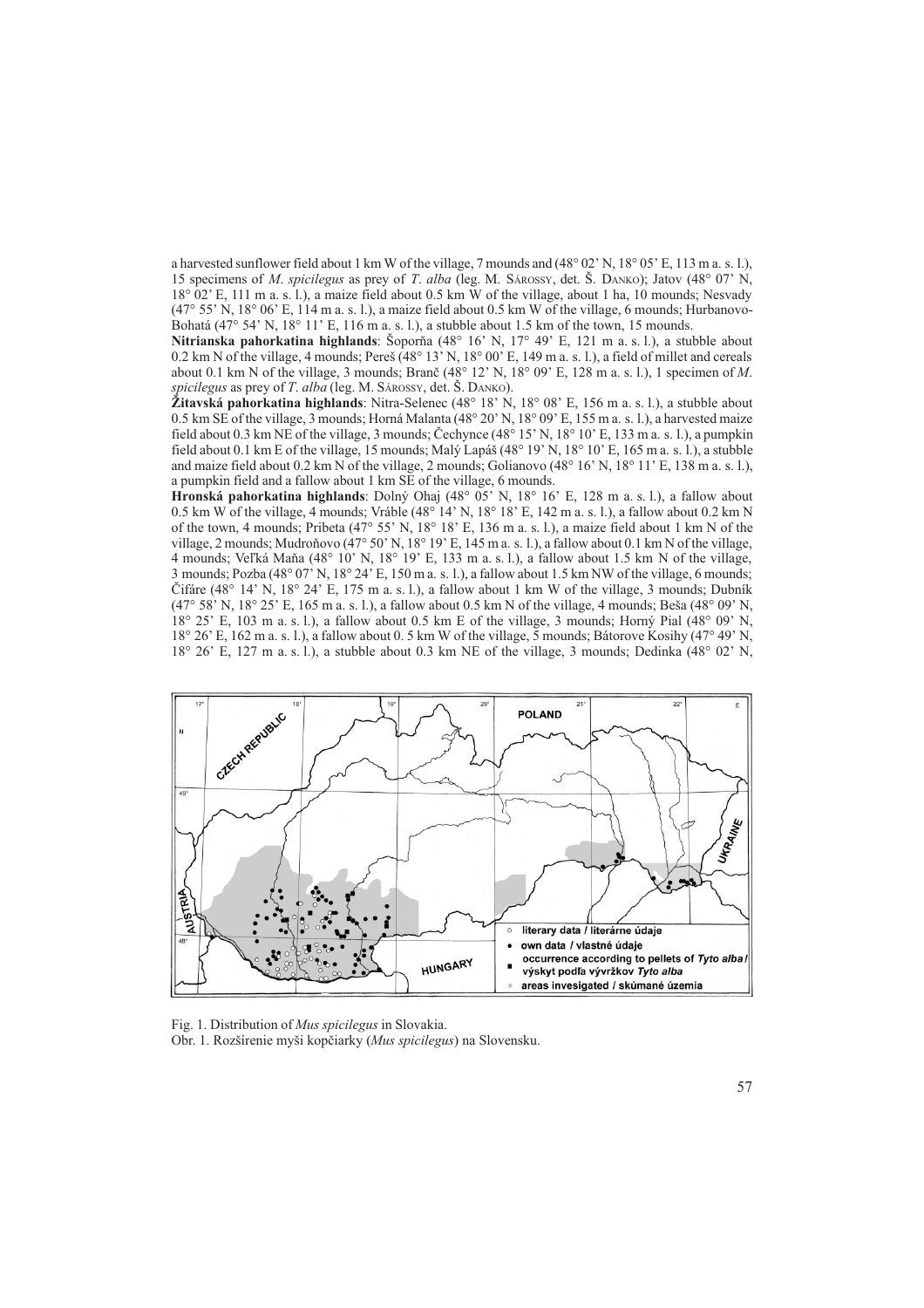a harvested sunflower field about 1 km W of the village, 7 mounds and (48° 02' N, 18° 05' E, 113 m a. s. l.), 15 specimens of *M. spicilegus* as prey of *T. alba* (leg. M. Sárossy, det. Š. Danko); Jatov (48° 07' N, 18° 02' E, 111 m a. s. l.), a maize field about 0.5 km W of the village, about 1 ha, 10 mounds; Nesvady (47° 55' N, 18° 06' E, 114 m a. s. l.), a maize field about 0.5 km W of the village, 6 mounds; Hurbanovo-Bohatá (47° 54' N, 18° 11' E, 116 m a. s. l.), a stubble about 1.5 km of the town, 15 mounds.

**Nitrianska pahorkatina highlands**: Šoporňa (48° 16' N, 17° 49' E, 121 m a. s. l.), a stubble about 0.2 km N of the village, 4 mounds; Pereš (48° 13' N, 18° 00' E, 149 m a. s. l.), a field of millet and cereals about 0.1 km N of the village, 3 mounds; Branč (48° 12' N, 18° 09' E, 128 m a. s. l.), 1 specimen of *M. spicilegus* as prey of *T. alba* (leg. M. Sárossy, det. Š. Danko).

**Žitavská pahorkatina highlands**: Nitra-Selenec (48° 18' N, 18° 08' E, 156 m a. s. l.), a stubble about 0.5 km SE of the village, 3 mounds; Horná Malanta (48° 20' N, 18° 09' E, 155 m a. s. l.), a harvested maize field about 0.3 km NE of the village, 3 mounds; Čechynce (48° 15' N, 18° 10' E, 133 m a. s. l.), a pumpkin field about 0.1 km E of the village, 15 mounds; Malý Lapáš (48° 19' N, 18° 10' E, 165 m a. s. l.), a stubble and maize field about 0.2 km N of the village, 2 mounds; Golianovo (48° 16' N, 18° 11' E, 138 m a. s. l.), a pumpkin field and a fallow about 1 km SE of the village, 6 mounds.

**Hronská pahorkatina highlands**: Dolný Ohaj (48° 05' N, 18° 16' E, 128 m a. s. l.), a fallow about 0.5 km W of the village, 4 mounds; Vráble (48° 14' N, 18° 18' E, 142 m a. s. l.), a fallow about 0.2 km N of the town, 4 mounds; Pribeta (47° 55' N, 18° 18' E, 136 m a. s. l.), a maize field about 1 km N of the village, 2 mounds; Mudroňovo (47° 50' N, 18° 19' E, 145 m a. s. l.), a fallow about 0.1 km N of the village, 4 mounds; Veľká Maňa (48° 10' N, 18° 19' E, 133 m a. s. l.), a fallow about 1.5 km N of the village, 3 mounds; Pozba (48° 07' N, 18° 24' E, 150 m a. s. l.), a fallow about 1.5 km NW of the village, 6 mounds; Čifáre (48° 14' N, 18° 24' E, 175 m a. s. l.), a fallow about 1 km W of the village, 3 mounds; Dubník (47° 58' N, 18° 25' E, 165 m a. s. l.), a fallow about 0.5 km N of the village, 4 mounds; Beša (48° 09' N, 18° 25' E, 103 m a. s. l.), a fallow about 0.5 km E of the village, 3 mounds; Horný Pial (48° 09' N, 18° 26' E, 162 m a. s. l.), a fallow about 0. 5 km W of the village, 5 mounds; Bátorove Kosihy (47° 49' N, 18° 26' E, 127 m a. s. l.), a stubble about 0.3 km NE of the village, 3 mounds; Dedinka (48° 02' N,

Fig. 1. Distribution of *Mus spicilegus* in Slovakia.
Obr. 1. Rozšírenie myši kopčiarky (*Mus spicilegus*) na Slovensku.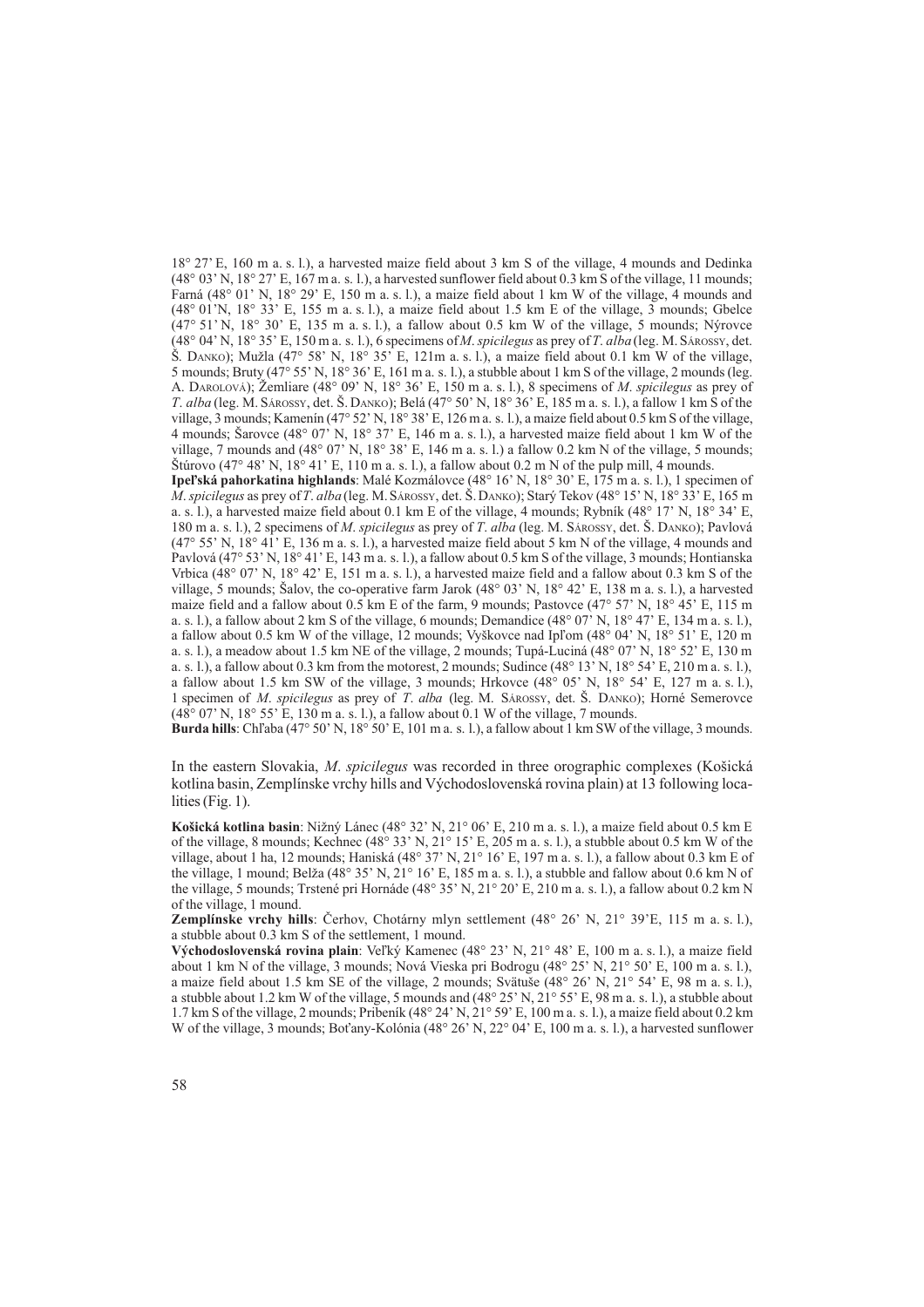18° 27' E, 160 m a. s. l.), a harvested maize field about 3 km S of the village, 4 mounds and Dedinka (48° 03' N, 18° 27' E, 167 m a. s. l.), a harvested sunflower field about 0.3 km S of the village, 11 mounds; Farná (48° 01' N, 18° 29' E, 150 m a. s. l.), a maize field about 1 km W of the village, 4 mounds and (48° 01'N, 18° 33' E, 155 m a. s. l.), a maize field about 1.5 km E of the village, 3 mounds; Gbelce (47° 51' N, 18° 30' E, 135 m a. s. l.), a fallow about 0.5 km W of the village, 5 mounds; Nýrovce (48° 04' N, 18° 35' E, 150 m a. s. l.), 6 specimens of *M. spicilegus* as prey of *T. alba* (leg. M. Sárossy, det. Š. Danko); Mužla (47° 58' N, 18° 35' E, 121m a. s. l.), a maize field about 0.1 km W of the village, 5 mounds; Bruty (47° 55' N, 18° 36' E, 161 m a. s. l.), a stubble about 1 km S of the village, 2 mounds (leg. A. Darolová); Žemliare (48° 09' N, 18° 36' E, 150 m a. s. l.), 8 specimens of *M. spicilegus* as prey of *T. alba* (leg. M. Sárossy, det. Š. Danko); Belá (47° 50' N, 18° 36' E, 185 m a. s. l.), a fallow 1 km S of the village, 3 mounds; Kamenín (47° 52' N, 18° 38' E, 126 m a. s. l.), a maize field about 0.5 km S of the village, 4 mounds; Šarovce (48° 07' N, 18° 37' E, 146 m a. s. l.), a harvested maize field about 1 km W of the village, 7 mounds and (48° 07' N, 18° 38' E, 146 m a. s. l.) a fallow 0.2 km N of the village, 5 mounds; Štúrovo (47° 48' N, 18° 41' E, 110 m a. s. l.), a fallow about 0.2 m N of the pulp mill, 4 mounds.

**Ipeľská pahorkatina highlands**: Malé Kozmálovce (48° 16' N, 18° 30' E, 175 m a. s. l.), 1 specimen of *M. spicilegus* as prey of *T. alba* (leg. M. Sárossy, det. Š. Danko); Starý Tekov (48° 15' N, 18° 33' E, 165 m a. s. l.), a harvested maize field about 0.1 km E of the village, 4 mounds; Rybník (48° 17' N, 18° 34' E, 180 m a. s. l.), 2 specimens of *M. spicilegus* as prey of *T. alba* (leg. M. Sárossy, det. Š. Danko); Pavlová (47° 55' N, 18° 41' E, 136 m a. s. l.), a harvested maize field about 5 km N of the village, 4 mounds and Pavlová (47° 53' N, 18° 41' E, 143 m a. s. l.), a fallow about 0.5 km S of the village, 3 mounds; Hontianska Vrbica (48° 07' N, 18° 42' E, 151 m a. s. l.), a harvested maize field and a fallow about 0.3 km S of the village, 5 mounds; Šalov, the co-operative farm Jarok (48° 03' N, 18° 42' E, 138 m a. s. l.), a harvested maize field and a fallow about 0.5 km E of the farm, 9 mounds; Pastovce (47° 57' N, 18° 45' E, 115 m a. s. l.), a fallow about 2 km S of the village, 6 mounds; Demandice (48° 07' N, 18° 47' E, 134 m a. s. l.), a fallow about 0.5 km W of the village, 12 mounds; Vyškovce nad Ipľom (48° 04' N, 18° 51' E, 120 m a. s. l.), a meadow about 1.5 km NE of the village, 2 mounds; Tupá-Luciná (48° 07' N, 18° 52' E, 130 m a. s. l.), a fallow about 0.3 km from the motorest, 2 mounds; Sudince (48° 13' N, 18° 54' E, 210 m a. s. l.), a fallow about 1.5 km SW of the village, 3 mounds; Hrkovce (48° 05' N, 18° 54' E, 127 m a. s. l.), 1 specimen of *M. spicilegus* as prey of *T. alba* (leg. M. Sárossy, det. Š. Danko); Horné Semerovce (48° 07' N, 18° 55' E, 130 m a. s. l.), a fallow about 0.1 W of the village, 7 mounds.

**Burda hills**: Chľaba (47° 50' N, 18° 50' E, 101 m a. s. l.), a fallow about 1 km SW of the village, 3 mounds.

In the eastern Slovakia, *M. spicilegus* was recorded in three orographic complexes (Košická kotlina basin, Zemplínske vrchy hills and Východoslovenská rovina plain) at 13 following localities (Fig. 1).

**Košická kotlina basin**: Nižný Lánec (48° 32' N, 21° 06' E, 210 m a. s. l.), a maize field about 0.5 km E of the village, 8 mounds; Kechnec (48° 33' N, 21° 15' E, 205 m a. s. l.), a stubble about 0.5 km W of the village, about 1 ha, 12 mounds; Haniská (48° 37' N, 21° 16' E, 197 m a. s. l.), a fallow about 0.3 km E of the village, 1 mound; Belža (48° 35' N, 21° 16' E, 185 m a. s. l.), a stubble and fallow about 0.6 km N of the village, 5 mounds; Trstené pri Hornáde (48° 35' N, 21° 20' E, 210 m a. s. l.), a fallow about 0.2 km N of the village, 1 mound.

**Zemplínske vrchy hills**: Čerhov, Chotárny mlyn settlement (48° 26' N, 21° 39'E, 115 m a. s. l.), a stubble about 0.3 km S of the settlement, 1 mound.

**Východoslovenská rovina plain**: Veľký Kamenec (48° 23' N, 21° 48' E, 100 m a. s. l.), a maize field about 1 km N of the village, 3 mounds; Nová Vieska pri Bodrogu (48° 25' N, 21° 50' E, 100 m a. s. l.), a maize field about 1.5 km SE of the village, 2 mounds; Svätuše (48° 26' N, 21° 54' E, 98 m a. s. l.), a stubble about 1.2 km W of the village, 5 mounds and (48° 25' N, 21° 55' E, 98 m a. s. l.), a stubble about 1.7 km S of the village, 2 mounds; Pribeník (48° 24' N, 21° 59' E, 100 m a. s. l.), a maize field about 0.2 km W of the village, 3 mounds; Boťany-Kolónia (48° 26' N, 22° 04' E, 100 m a. s. l.), a harvested sunflower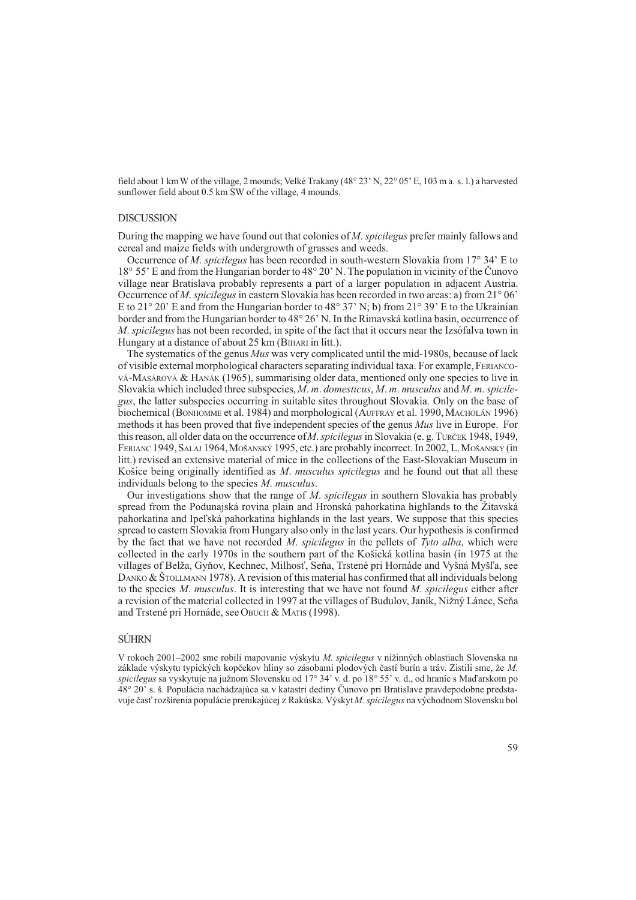field about 1 km W of the village, 2 mounds; Veľké Trakany (48° 23' N, 22° 05' E, 103 m a. s. l.) a harvested sunflower field about 0.5 km SW of the village, 4 mounds.

## DISCUSSION

During the mapping we have found out that colonies of *M. spicilegus* prefer mainly fallows and cereal and maize fields with undergrowth of grasses and weeds.

Occurrence of *M. spicilegus* has been recorded in south-western Slovakia from 17° 34' E to 18° 55' E and from the Hungarian border to 48° 20' N. The population in vicinity of the Čunovo village near Bratislava probably represents a part of a larger population in adjacent Austria. Occurrence of *M. spicilegus* in eastern Slovakia has been recorded in two areas: a) from 21° 06' E to 21° 20' E and from the Hungarian border to 48° 37' N; b) from 21° 39' E to the Ukrainian border and from the Hungarian border to 48° 26' N. In the Rimavská kotlina basin, occurrence of *M. spicilegus* has not been recorded, in spite of the fact that it occurs near the Izsófalva town in Hungary at a distance of about 25 km (Bihari in litt.).

The systematics of the genus *Mus* was very complicated until the mid-1980s, because of lack of visible external morphological characters separating individual taxa. For example, Feriancová-Masárová & Hanák (1965), summarising older data, mentioned only one species to live in Slovakia which included three subspecies, *M. m. domesticus*, *M. m. musculus* and *M. m. spicilegus*, the latter subspecies occurring in suitable sites throughout Slovakia. Only on the base of biochemical (Bonhomme et al. 1984) and morphological (Auffray et al. 1990, Macholán 1996) methods it has been proved that five independent species of the genus *Mus* live in Europe. For this reason, all older data on the occurrence of *M. spicilegus* in Slovakia (e. g. Turček 1948, 1949, Ferianc 1949, Salaj 1964, Mošanský 1995, etc.) are probably incorrect. In 2002, L. Mošanský (in litt.) revised an extensive material of mice in the collections of the East-Slovakian Museum in Košice being originally identified as *M. musculus spicilegus* and he found out that all these individuals belong to the species *M. musculus*.

Our investigations show that the range of *M. spicilegus* in southern Slovakia has probably spread from the Podunajská rovina plain and Hronská pahorkatina highlands to the Žitavská pahorkatina and Ipeľská pahorkatina highlands in the last years. We suppose that this species spread to eastern Slovakia from Hungary also only in the last years. Our hypothesis is confirmed by the fact that we have not recorded *M. spicilegus* in the pellets of *Tyto alba*, which were collected in the early 1970s in the southern part of the Košická kotlina basin (in 1975 at the villages of Belža, Gyňov, Kechnec, Milhosť, Seňa, Trstené pri Hornáde and Vyšná Myšľa, see Danko & Štollmann 1978). A revision of this material has confirmed that all individuals belong to the species *M. musculus*. It is interesting that we have not found *M. spicilegus* either after a revision of the material collected in 1997 at the villages of Budulov, Janík, Nižný Lánec, Seňa and Trstené pri Hornáde, see Obuch & Matis (1998).

## SÚHRN

V rokoch 2001–2002 sme robili mapovanie výskytu *M. spicilegus* v nížinných oblastiach Slovenska na základe výskytu typických kopčekov hliny so zásobami plodových častí burín a tráv. Zistili sme, že *M. spicilegus* sa vyskytuje na južnom Slovensku od 17° 34' v. d. po 18° 55' v. d., od hraníc s Maďarskom po 48° 20' s. š. Populácia nachádzajúca sa v katastri dediny Čunovo pri Bratislave pravdepodobne predstavuje časť rozšírenia populácie prenikajúcej z Rakúska. Výskyt *M. spicilegus* na východnom Slovensku bol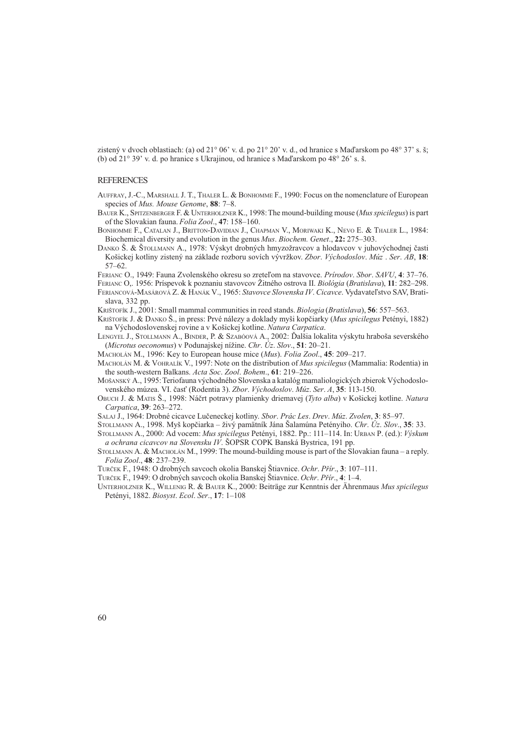zistený v dvoch oblastiach: (a) od 21° 06’ v. d. po 21° 20’ v. d., od hranice s Maďarskom po 48° 37’ s. š; (b) od 21° 39’ v. d. po hranice s Ukrajinou, od hranice s Maďarskom po 48° 26’ s. š.

## REFERENCES

Auffray, J.-C., Marshall J. T., Thaler L. & Bonhomme F., 1990: Focus on the nomenclature of European species of *Mus. Mouse Genome*, **88**: 7–8.

Bauer K., Spitzenberger F. & Unterholzner K., 1998: The mound-building mouse (*Mus spicilegus*) is part of the Slovakian fauna. *Folia Zool*., **47**: 158–160.

Bonhomme F., Catalan J., Britton-Davidian J., Chapman V., Moriwaki K., Nevo E. & Thaler L., 1984: Biochemical diversity and evolution in the genus *Mus*. *Biochem. Genet*., **22:** 275–303.

Danko Š. & Štollmann A., 1978: Výskyt drobných hmyzožravcov a hlodavcov v juhovýchodnej časti Košickej kotliny zistený na základe rozboru sovích vývržkov. *Zbor*. *Východoslov*. *Múz . Ser*. *AB*, **18**: 57–62.

Ferianc O., 1949: Fauna Zvolenského okresu so zreteľom na stavovce. *Prírodov*. *Sbor*. *SAVU*, **4**: 37–76.

Ferianc O,. 1956: Príspevok k poznaniu stavovcov Žitného ostrova II. *Biológia* (*Bratislava*), **11**: 282–298.

Feriancová-Masárová Z. & Hanák V., 1965: *Stavovce Slovenska IV*. *Cicavce*. Vydavateľstvo SAV, Bratislava, 332 pp.

Krištofík J., 2001: Small mammal communities in reed stands. *Biologia* (*Bratislava*), **56**: 557–563.

Krištofík J. & Danko Š., in press: Prvé nálezy a doklady myši kopčiarky (*Mus spicilegus* Petényi, 1882) na Východoslovenskej rovine a v Košickej kotline. *Natura Carpatica*.

Lengyel J., Stollmann A., Binder, P. & Szabóová A., 2002: Ďalšia lokalita výskytu hraboša severského (*Microtus oeconomus*) v Podunajskej nížine. *Chr*. *Úz*. *Slov*., **51**: 20–21.

Macholán M., 1996: Key to European house mice (*Mus*). *Folia Zool*., **45**: 209–217.

Macholán M. & Vohralík V., 1997: Note on the distribution of *Mus spicilegus* (Mammalia: Rodentia) in the south-western Balkans. *Acta Soc*. *Zool*. *Bohem*., **61**: 219–226.

Mošanský A., 1995: Teriofauna východného Slovenska a katalóg mamaliologických zbierok Východoslovenského múzea. VI. časť (Rodentia 3). *Zbor*. *Východoslov*. *Múz*. *Ser*. *A*, **35**: 113-150.

Obuch J. & Matis Š., 1998: Náčrt potravy plamienky driemavej (*Tyto alba*) v Košickej kotline. *Natura Carpatica*, **39**: 263–272.

Salaj J., 1964: Drobné cicavce Lučeneckej kotliny. *Sbor*. *Prác Les*. *Drev*. *Múz*. *Zvolen*, **3**: 85–97.

Stollmann A., 1998. Myš kopčiarka – živý pamätník Jána Šalamúna Petényiho. *Chr*. *Úz*. *Slov*., **35**: 33.

Stollmann A., 2000: Ad vocem: *Mus spicilegus* Petényi, 1882. Pp.: 111–114. In: Urban P. (ed.): *Výskum a ochrana cicavcov na Slovensku IV*. ŠOPSR COPK Banská Bystrica, 191 pp.

Stollmann A. & Macholán M., 1999: The mound-building mouse is part of the Slovakian fauna – a reply. *Folia Zool*., **48**: 237–239.

Turček F., 1948: O drobných savcoch okolia Banskej Štiavnice. *Ochr*. *Přír*., **3**: 107–111.

Turček F., 1949: O drobných savcoch okolia Banskej Štiavnice. *Ochr*. *Přír*., **4**: 1–4.

Unterholzner K., Willenig R. & Bauer K., 2000: Beiträge zur Kenntnis der Ährenmaus *Mus spicilegus* Petényi, 1882. *Biosyst*. *Ecol*. *Ser*., **17**: 1–108